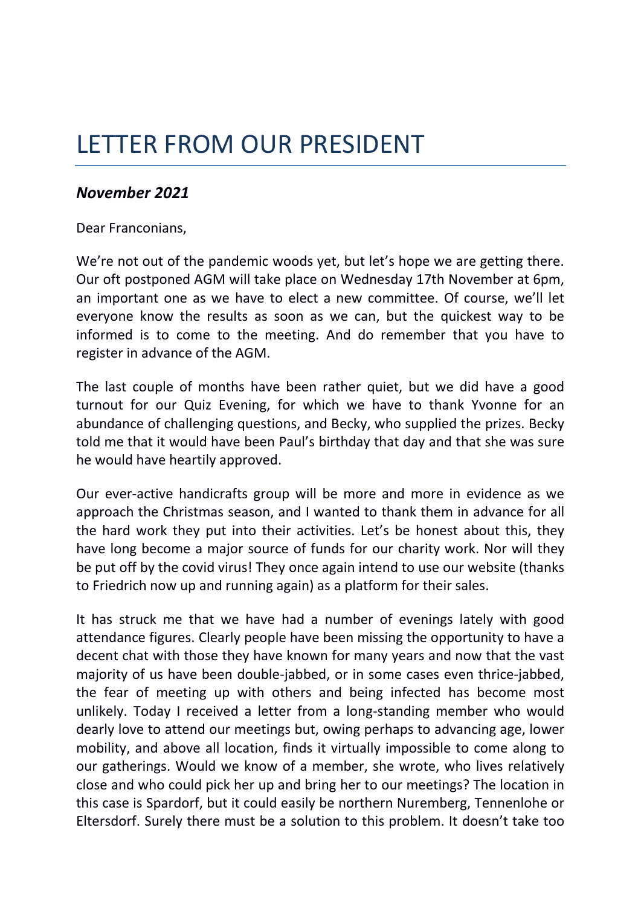# LETTER FROM OUR PRESIDENT

***November 2021***

Dear Franconians,

We're not out of the pandemic woods yet, but let's hope we are getting there. Our oft postponed AGM will take place on Wednesday 17th November at 6pm, an important one as we have to elect a new committee. Of course, we'll let everyone know the results as soon as we can, but the quickest way to be informed is to come to the meeting. And do remember that you have to register in advance of the AGM.

The last couple of months have been rather quiet, but we did have a good turnout for our Quiz Evening, for which we have to thank Yvonne for an abundance of challenging questions, and Becky, who supplied the prizes. Becky told me that it would have been Paul's birthday that day and that she was sure he would have heartily approved.

Our ever-active handicrafts group will be more and more in evidence as we approach the Christmas season, and I wanted to thank them in advance for all the hard work they put into their activities. Let's be honest about this, they have long become a major source of funds for our charity work. Nor will they be put off by the covid virus! They once again intend to use our website (thanks to Friedrich now up and running again) as a platform for their sales.

It has struck me that we have had a number of evenings lately with good attendance figures. Clearly people have been missing the opportunity to have a decent chat with those they have known for many years and now that the vast majority of us have been double-jabbed, or in some cases even thrice-jabbed, the fear of meeting up with others and being infected has become most unlikely. Today I received a letter from a long-standing member who would dearly love to attend our meetings but, owing perhaps to advancing age, lower mobility, and above all location, finds it virtually impossible to come along to our gatherings. Would we know of a member, she wrote, who lives relatively close and who could pick her up and bring her to our meetings? The location in this case is Spardorf, but it could easily be northern Nuremberg, Tennenlohe or Eltersdorf. Surely there must be a solution to this problem. It doesn't take too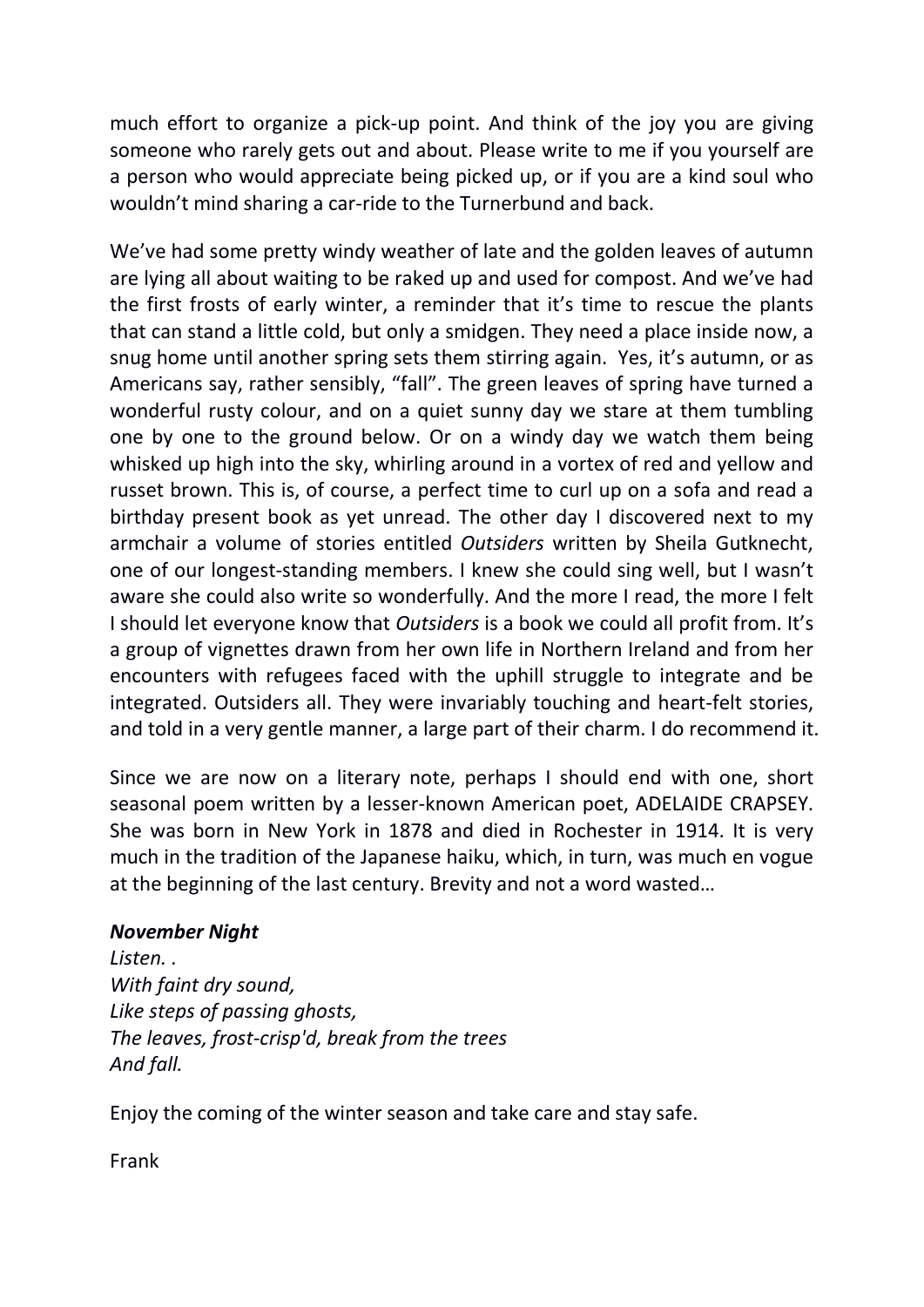much effort to organize a pick-up point. And think of the joy you are giving someone who rarely gets out and about. Please write to me if you yourself are a person who would appreciate being picked up, or if you are a kind soul who wouldn't mind sharing a car-ride to the Turnerbund and back.

We've had some pretty windy weather of late and the golden leaves of autumn are lying all about waiting to be raked up and used for compost. And we've had the first frosts of early winter, a reminder that it's time to rescue the plants that can stand a little cold, but only a smidgen. They need a place inside now, a snug home until another spring sets them stirring again. Yes, it's autumn, or as Americans say, rather sensibly, "fall". The green leaves of spring have turned a wonderful rusty colour, and on a quiet sunny day we stare at them tumbling one by one to the ground below. Or on a windy day we watch them being whisked up high into the sky, whirling around in a vortex of red and yellow and russet brown. This is, of course, a perfect time to curl up on a sofa and read a birthday present book as yet unread. The other day I discovered next to my armchair a volume of stories entitled *Outsiders* written by Sheila Gutknecht, one of our longest-standing members. I knew she could sing well, but I wasn't aware she could also write so wonderfully. And the more I read, the more I felt I should let everyone know that *Outsiders* is a book we could all profit from. It's a group of vignettes drawn from her own life in Northern Ireland and from her encounters with refugees faced with the uphill struggle to integrate and be integrated. Outsiders all. They were invariably touching and heart-felt stories, and told in a very gentle manner, a large part of their charm. I do recommend it.

Since we are now on a literary note, perhaps I should end with one, short seasonal poem written by a lesser-known American poet, ADELAIDE CRAPSEY. She was born in New York in 1878 and died in Rochester in 1914. It is very much in the tradition of the Japanese haiku, which, in turn, was much en vogue at the beginning of the last century. Brevity and not a word wasted…

***November Night***
*Listen. .*
*With faint dry sound,*
*Like steps of passing ghosts,*
*The leaves, frost-crisp'd, break from the trees*
*And fall.*

Enjoy the coming of the winter season and take care and stay safe.

Frank